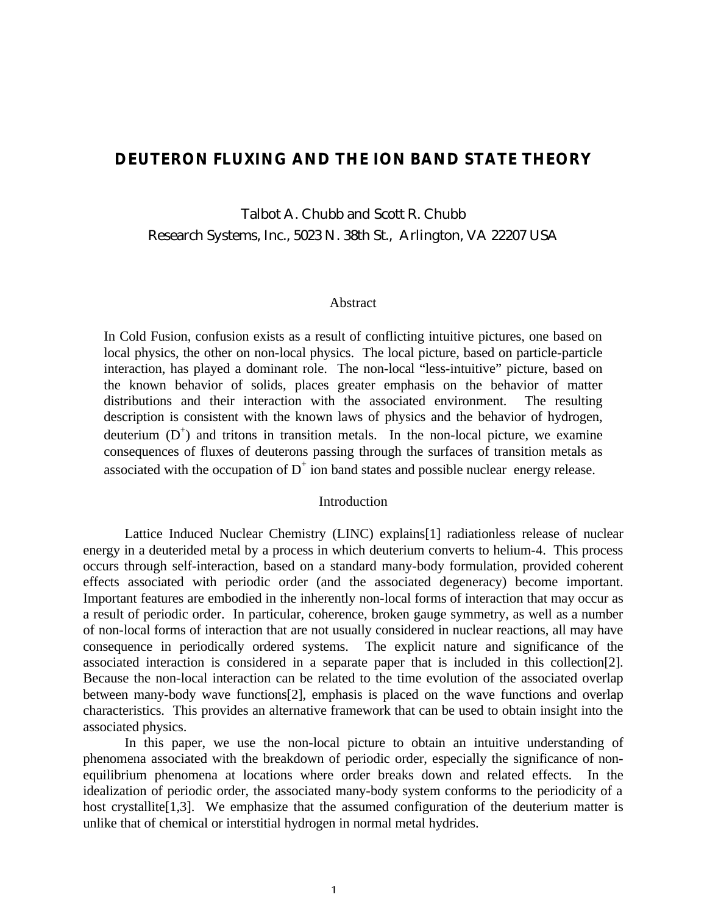# DEUTERON FLUXING AND THE ION BAND STATE THEORY

Talbot A. Chubb and Scott R. Chubb
Research Systems, Inc., 5023 N. 38th St., Arlington, VA 22207 USA

## Abstract

In Cold Fusion, confusion exists as a result of conflicting intuitive pictures, one based on local physics, the other on non-local physics. The local picture, based on particle-particle interaction, has played a dominant role. The non-local "less-intuitive" picture, based on the known behavior of solids, places greater emphasis on the behavior of matter distributions and their interaction with the associated environment. The resulting description is consistent with the known laws of physics and the behavior of hydrogen, deuterium ($D^+$) and tritons in transition metals. In the non-local picture, we examine consequences of fluxes of deuterons passing through the surfaces of transition metals as associated with the occupation of $D^+$ ion band states and possible nuclear energy release.

## Introduction

Lattice Induced Nuclear Chemistry (LINC) explains[1] radiationless release of nuclear energy in a deuterided metal by a process in which deuterium converts to helium-4. This process occurs through self-interaction, based on a standard many-body formulation, provided coherent effects associated with periodic order (and the associated degeneracy) become important. Important features are embodied in the inherently non-local forms of interaction that may occur as a result of periodic order. In particular, coherence, broken gauge symmetry, as well as a number of non-local forms of interaction that are not usually considered in nuclear reactions, all may have consequence in periodically ordered systems. The explicit nature and significance of the associated interaction is considered in a separate paper that is included in this collection[2]. Because the non-local interaction can be related to the time evolution of the associated overlap between many-body wave functions[2], emphasis is placed on the wave functions and overlap characteristics. This provides an alternative framework that can be used to obtain insight into the associated physics.

In this paper, we use the non-local picture to obtain an intuitive understanding of phenomena associated with the breakdown of periodic order, especially the significance of non-equilibrium phenomena at locations where order breaks down and related effects. In the idealization of periodic order, the associated many-body system conforms to the periodicity of a host crystallite[1,3]. We emphasize that the assumed configuration of the deuterium matter is unlike that of chemical or interstitial hydrogen in normal metal hydrides.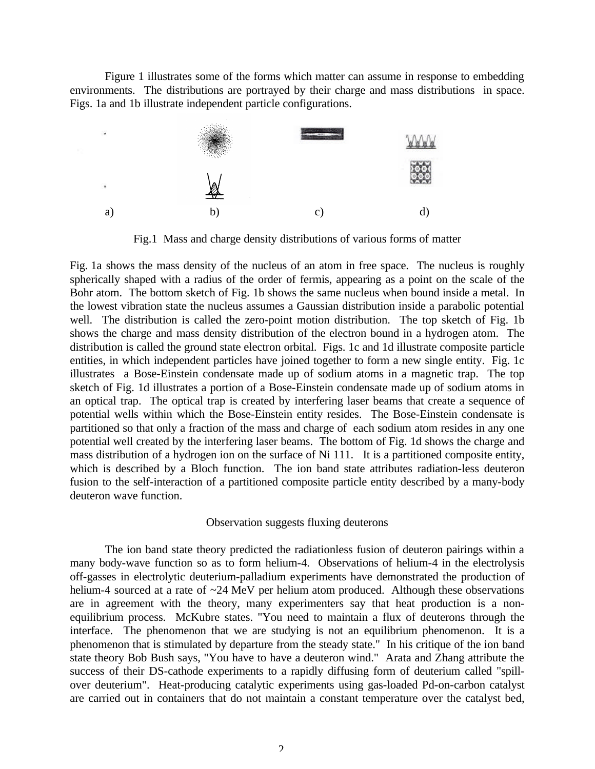Figure 1 illustrates some of the forms which matter can assume in response to embedding environments. The distributions are portrayed by their charge and mass distributions in space. Figs. 1a and 1b illustrate independent particle configurations.

a) b) c) d)

Fig.1 Mass and charge density distributions of various forms of matter

Fig. 1a shows the mass density of the nucleus of an atom in free space. The nucleus is roughly spherically shaped with a radius of the order of fermis, appearing as a point on the scale of the Bohr atom. The bottom sketch of Fig. 1b shows the same nucleus when bound inside a metal. In the lowest vibration state the nucleus assumes a Gaussian distribution inside a parabolic potential well. The distribution is called the zero-point motion distribution. The top sketch of Fig. 1b shows the charge and mass density distribution of the electron bound in a hydrogen atom. The distribution is called the ground state electron orbital. Figs. 1c and 1d illustrate composite particle entities, in which independent particles have joined together to form a new single entity. Fig. 1c illustrates a Bose-Einstein condensate made up of sodium atoms in a magnetic trap. The top sketch of Fig. 1d illustrates a portion of a Bose-Einstein condensate made up of sodium atoms in an optical trap. The optical trap is created by interfering laser beams that create a sequence of potential wells within which the Bose-Einstein entity resides. The Bose-Einstein condensate is partitioned so that only a fraction of the mass and charge of each sodium atom resides in any one potential well created by the interfering laser beams. The bottom of Fig. 1d shows the charge and mass distribution of a hydrogen ion on the surface of Ni 111. It is a partitioned composite entity, which is described by a Bloch function. The ion band state attributes radiation-less deuteron fusion to the self-interaction of a partitioned composite particle entity described by a many-body deuteron wave function.

## Observation suggests fluxing deuterons

The ion band state theory predicted the radiationless fusion of deuteron pairings within a many body-wave function so as to form helium-4. Observations of helium-4 in the electrolysis off-gasses in electrolytic deuterium-palladium experiments have demonstrated the production of helium-4 sourced at a rate of ~24 MeV per helium atom produced. Although these observations are in agreement with the theory, many experimenters say that heat production is a non-equilibrium process. McKubre states. "You need to maintain a flux of deuterons through the interface. The phenomenon that we are studying is not an equilibrium phenomenon. It is a phenomenon that is stimulated by departure from the steady state." In his critique of the ion band state theory Bob Bush says, "You have to have a deuteron wind." Arata and Zhang attribute the success of their DS-cathode experiments to a rapidly diffusing form of deuterium called "spill-over deuterium". Heat-producing catalytic experiments using gas-loaded Pd-on-carbon catalyst are carried out in containers that do not maintain a constant temperature over the catalyst bed,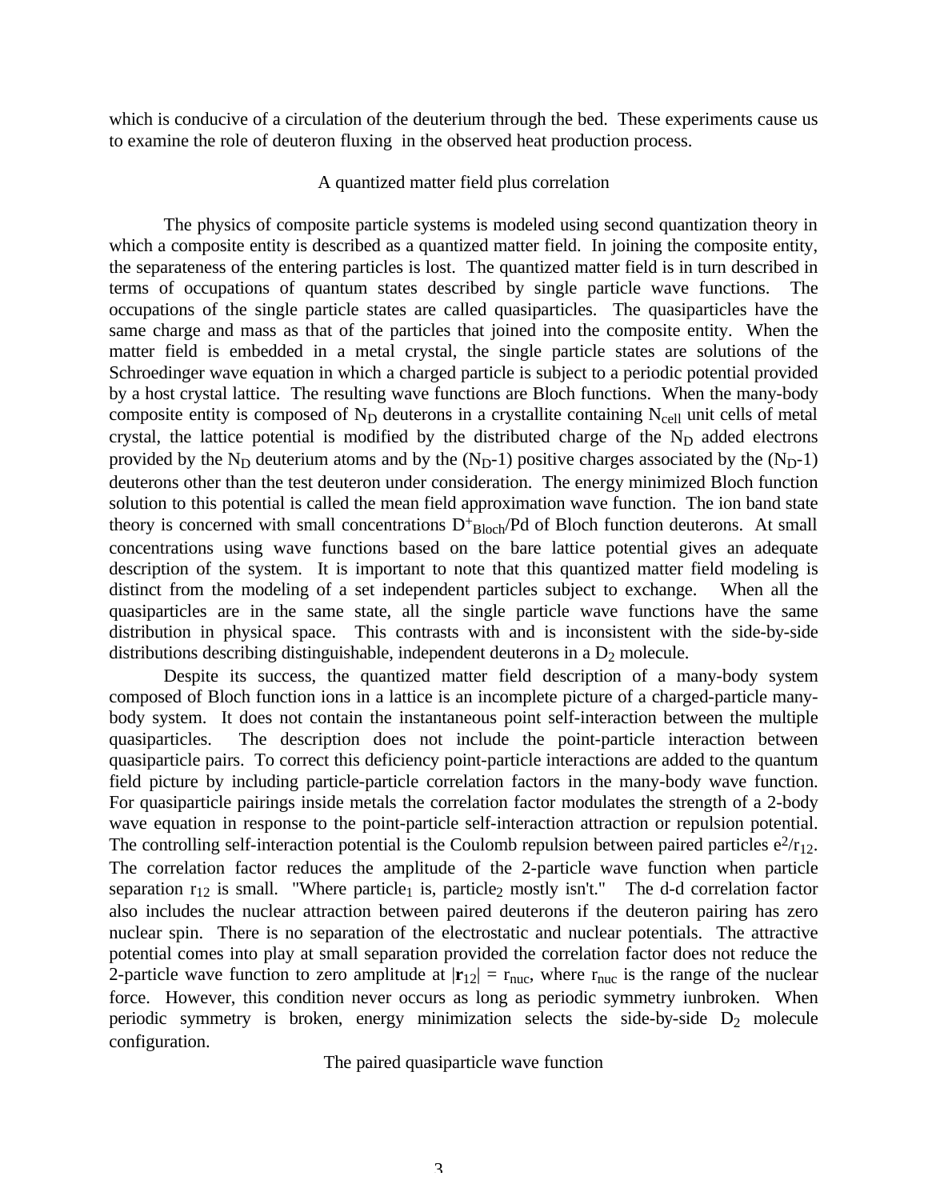which is conducive of a circulation of the deuterium through the bed. These experiments cause us to examine the role of deuteron fluxing in the observed heat production process.

## A quantized matter field plus correlation

The physics of composite particle systems is modeled using second quantization theory in which a composite entity is described as a quantized matter field. In joining the composite entity, the separateness of the entering particles is lost. The quantized matter field is in turn described in terms of occupations of quantum states described by single particle wave functions. The occupations of the single particle states are called quasiparticles. The quasiparticles have the same charge and mass as that of the particles that joined into the composite entity. When the matter field is embedded in a metal crystal, the single particle states are solutions of the Schroedinger wave equation in which a charged particle is subject to a periodic potential provided by a host crystal lattice. The resulting wave functions are Bloch functions. When the many-body composite entity is composed of $N_D$ deuterons in a crystallite containing $N_{cell}$ unit cells of metal crystal, the lattice potential is modified by the distributed charge of the $N_D$ added electrons provided by the $N_D$ deuterium atoms and by the ($N_D$-1) positive charges associated by the ($N_D$-1) deuterons other than the test deuteron under consideration. The energy minimized Bloch function solution to this potential is called the mean field approximation wave function. The ion band state theory is concerned with small concentrations $D^+_{Bloch}$/Pd of Bloch function deuterons. At small concentrations using wave functions based on the bare lattice potential gives an adequate description of the system. It is important to note that this quantized matter field modeling is distinct from the modeling of a set independent particles subject to exchange. When all the quasiparticles are in the same state, all the single particle wave functions have the same distribution in physical space. This contrasts with and is inconsistent with the side-by-side distributions describing distinguishable, independent deuterons in a $D_2$ molecule.

Despite its success, the quantized matter field description of a many-body system composed of Bloch function ions in a lattice is an incomplete picture of a charged-particle many-body system. It does not contain the instantaneous point self-interaction between the multiple quasiparticles. The description does not include the point-particle interaction between quasiparticle pairs. To correct this deficiency point-particle interactions are added to the quantum field picture by including particle-particle correlation factors in the many-body wave function. For quasiparticle pairings inside metals the correlation factor modulates the strength of a 2-body wave equation in response to the point-particle self-interaction attraction or repulsion potential. The controlling self-interaction potential is the Coulomb repulsion between paired particles $e^2/r_{12}$. The correlation factor reduces the amplitude of the 2-particle wave function when particle separation $r_{12}$ is small. "Where particle$_1$ is, particle$_2$ mostly isn't." The d-d correlation factor also includes the nuclear attraction between paired deuterons if the deuteron pairing has zero nuclear spin. There is no separation of the electrostatic and nuclear potentials. The attractive potential comes into play at small separation provided the correlation factor does not reduce the 2-particle wave function to zero amplitude at $|\mathbf{r}_{12}| = r_{nuc}$, where $r_{nuc}$ is the range of the nuclear force. However, this condition never occurs as long as periodic symmetry iunbroken. When periodic symmetry is broken, energy minimization selects the side-by-side $D_2$ molecule configuration.

## The paired quasiparticle wave function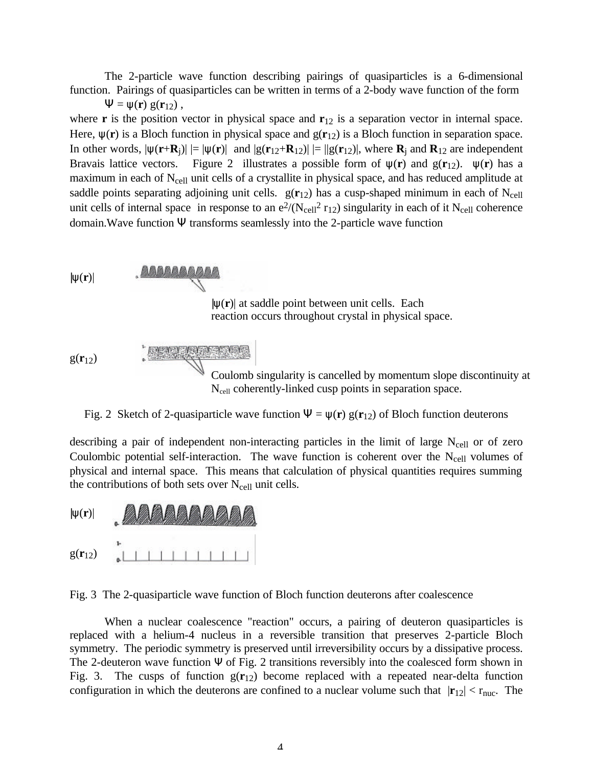The 2-particle wave function describing pairings of quasiparticles is a 6-dimensional function. Pairings of quasiparticles can be written in terms of a 2-body wave function of the form

$$\Psi = \psi(\mathbf{r})\, g(\mathbf{r}_{12}) ,$$

where $\mathbf{r}$ is the position vector in physical space and $\mathbf{r}_{12}$ is a separation vector in internal space. Here, $\psi(\mathbf{r})$ is a Bloch function in physical space and $g(\mathbf{r}_{12})$ is a Bloch function in separation space. In other words, $|\psi(\mathbf{r}+\mathbf{R}_j)| = |\psi(\mathbf{r})|$ and $|g(\mathbf{r}_{12}+\mathbf{R}_{12})| = ||g(\mathbf{r}_{12})|$, where $\mathbf{R}_j$ and $\mathbf{R}_{12}$ are independent Bravais lattice vectors. Figure 2 illustrates a possible form of $\psi(\mathbf{r})$ and $g(\mathbf{r}_{12})$. $\psi(\mathbf{r})$ has a maximum in each of $N_{cell}$ unit cells of a crystallite in physical space, and has reduced amplitude at saddle points separating adjoining unit cells. $g(\mathbf{r}_{12})$ has a cusp-shaped minimum in each of $N_{cell}$ unit cells of internal space in response to an $e^2/(N_{cell}^2\, r_{12})$ singularity in each of it $N_{cell}$ coherence domain.Wave function $\Psi$ transforms seamlessly into the 2-particle wave function

$|\psi(\mathbf{r})|$

$|\psi(\mathbf{r})|$ at saddle point between unit cells. Each reaction occurs throughout crystal in physical space.

$g(\mathbf{r}_{12})$

Coulomb singularity is cancelled by momentum slope discontinuity at $N_{cell}$ coherently-linked cusp points in separation space.

Fig. 2 Sketch of 2-quasiparticle wave function $\Psi = \psi(\mathbf{r})\, g(\mathbf{r}_{12})$ of Bloch function deuterons

describing a pair of independent non-interacting particles in the limit of large $N_{cell}$ or of zero Coulombic potential self-interaction. The wave function is coherent over the $N_{cell}$ volumes of physical and internal space. This means that calculation of physical quantities requires summing the contributions of both sets over $N_{cell}$ unit cells.

$|\psi(\mathbf{r})|$

$g(\mathbf{r}_{12})$

Fig. 3 The 2-quasiparticle wave function of Bloch function deuterons after coalescence

When a nuclear coalescence "reaction" occurs, a pairing of deuteron quasiparticles is replaced with a helium-4 nucleus in a reversible transition that preserves 2-particle Bloch symmetry. The periodic symmetry is preserved until irreversibility occurs by a dissipative process. The 2-deuteron wave function $\Psi$ of Fig. 2 transitions reversibly into the coalesced form shown in Fig. 3. The cusps of function $g(\mathbf{r}_{12})$ become replaced with a repeated near-delta function configuration in which the deuterons are confined to a nuclear volume such that $|\mathbf{r}_{12}| < r_{nuc}$. The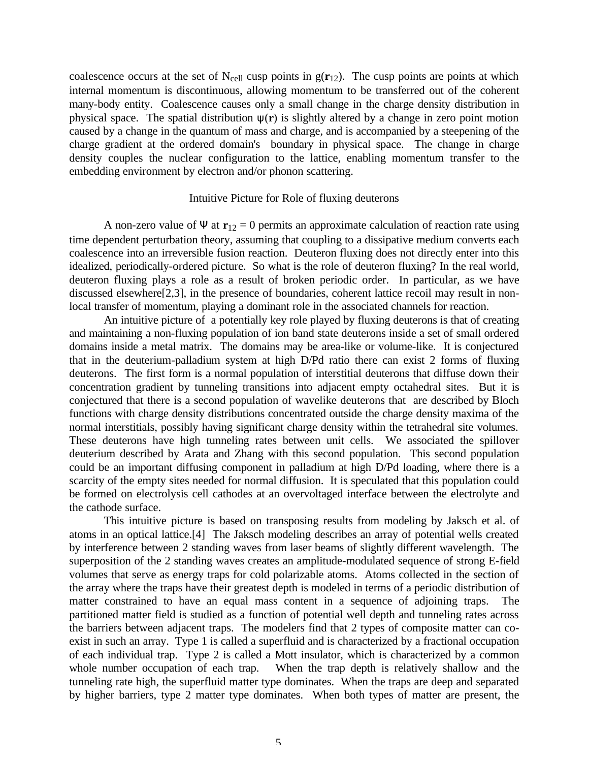coalescence occurs at the set of $N_{cell}$ cusp points in $g(\mathbf{r}_{12})$. The cusp points are points at which internal momentum is discontinuous, allowing momentum to be transferred out of the coherent many-body entity. Coalescence causes only a small change in the charge density distribution in physical space. The spatial distribution $\psi(\mathbf{r})$ is slightly altered by a change in zero point motion caused by a change in the quantum of mass and charge, and is accompanied by a steepening of the charge gradient at the ordered domain's boundary in physical space. The change in charge density couples the nuclear configuration to the lattice, enabling momentum transfer to the embedding environment by electron and/or phonon scattering.

## Intuitive Picture for Role of fluxing deuterons

A non-zero value of $\Psi$ at $\mathbf{r}_{12} = 0$ permits an approximate calculation of reaction rate using time dependent perturbation theory, assuming that coupling to a dissipative medium converts each coalescence into an irreversible fusion reaction. Deuteron fluxing does not directly enter into this idealized, periodically-ordered picture. So what is the role of deuteron fluxing? In the real world, deuteron fluxing plays a role as a result of broken periodic order. In particular, as we have discussed elsewhere[2,3], in the presence of boundaries, coherent lattice recoil may result in non-local transfer of momentum, playing a dominant role in the associated channels for reaction.

An intuitive picture of a potentially key role played by fluxing deuterons is that of creating and maintaining a non-fluxing population of ion band state deuterons inside a set of small ordered domains inside a metal matrix. The domains may be area-like or volume-like. It is conjectured that in the deuterium-palladium system at high D/Pd ratio there can exist 2 forms of fluxing deuterons. The first form is a normal population of interstitial deuterons that diffuse down their concentration gradient by tunneling transitions into adjacent empty octahedral sites. But it is conjectured that there is a second population of wavelike deuterons that are described by Bloch functions with charge density distributions concentrated outside the charge density maxima of the normal interstitials, possibly having significant charge density within the tetrahedral site volumes. These deuterons have high tunneling rates between unit cells. We associated the spillover deuterium described by Arata and Zhang with this second population. This second population could be an important diffusing component in palladium at high D/Pd loading, where there is a scarcity of the empty sites needed for normal diffusion. It is speculated that this population could be formed on electrolysis cell cathodes at an overvoltaged interface between the electrolyte and the cathode surface.

This intuitive picture is based on transposing results from modeling by Jaksch et al. of atoms in an optical lattice.[4] The Jaksch modeling describes an array of potential wells created by interference between 2 standing waves from laser beams of slightly different wavelength. The superposition of the 2 standing waves creates an amplitude-modulated sequence of strong E-field volumes that serve as energy traps for cold polarizable atoms. Atoms collected in the section of the array where the traps have their greatest depth is modeled in terms of a periodic distribution of matter constrained to have an equal mass content in a sequence of adjoining traps. The partitioned matter field is studied as a function of potential well depth and tunneling rates across the barriers between adjacent traps. The modelers find that 2 types of composite matter can co-exist in such an array. Type 1 is called a superfluid and is characterized by a fractional occupation of each individual trap. Type 2 is called a Mott insulator, which is characterized by a common whole number occupation of each trap. When the trap depth is relatively shallow and the tunneling rate high, the superfluid matter type dominates. When the traps are deep and separated by higher barriers, type 2 matter type dominates. When both types of matter are present, the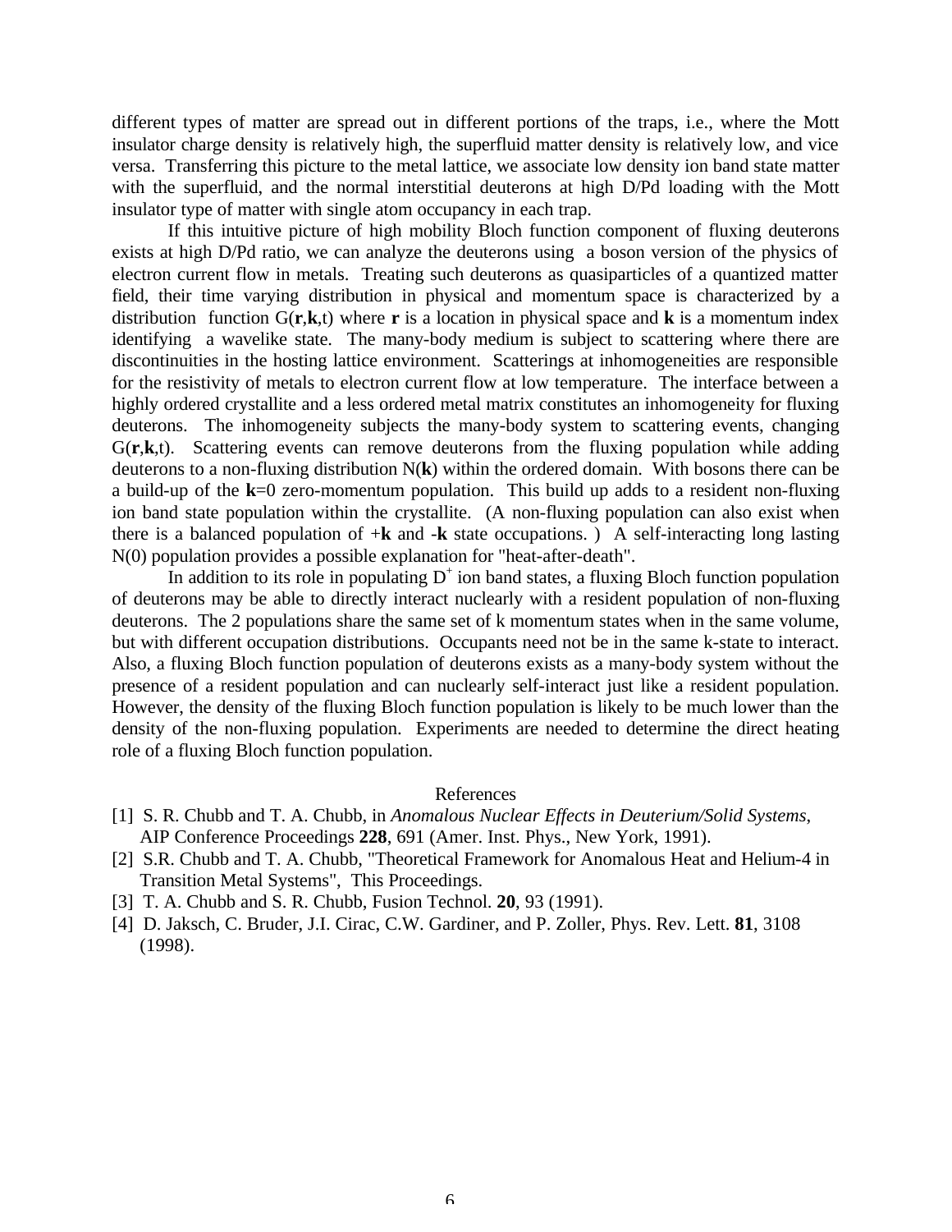different types of matter are spread out in different portions of the traps, i.e., where the Mott insulator charge density is relatively high, the superfluid matter density is relatively low, and vice versa. Transferring this picture to the metal lattice, we associate low density ion band state matter with the superfluid, and the normal interstitial deuterons at high D/Pd loading with the Mott insulator type of matter with single atom occupancy in each trap.

If this intuitive picture of high mobility Bloch function component of fluxing deuterons exists at high D/Pd ratio, we can analyze the deuterons using a boson version of the physics of electron current flow in metals. Treating such deuterons as quasiparticles of a quantized matter field, their time varying distribution in physical and momentum space is characterized by a distribution function G(**r**,**k**,t) where **r** is a location in physical space and **k** is a momentum index identifying a wavelike state. The many-body medium is subject to scattering where there are discontinuities in the hosting lattice environment. Scatterings at inhomogeneities are responsible for the resistivity of metals to electron current flow at low temperature. The interface between a highly ordered crystallite and a less ordered metal matrix constitutes an inhomogeneity for fluxing deuterons. The inhomogeneity subjects the many-body system to scattering events, changing G(**r**,**k**,t). Scattering events can remove deuterons from the fluxing population while adding deuterons to a non-fluxing distribution N(**k**) within the ordered domain. With bosons there can be a build-up of the **k**=0 zero-momentum population. This build up adds to a resident non-fluxing ion band state population within the crystallite. (A non-fluxing population can also exist when there is a balanced population of +**k** and -**k** state occupations. ) A self-interacting long lasting N(0) population provides a possible explanation for "heat-after-death".

In addition to its role in populating $D^+$ ion band states, a fluxing Bloch function population of deuterons may be able to directly interact nuclearly with a resident population of non-fluxing deuterons. The 2 populations share the same set of k momentum states when in the same volume, but with different occupation distributions. Occupants need not be in the same k-state to interact. Also, a fluxing Bloch function population of deuterons exists as a many-body system without the presence of a resident population and can nuclearly self-interact just like a resident population. However, the density of the fluxing Bloch function population is likely to be much lower than the density of the non-fluxing population. Experiments are needed to determine the direct heating role of a fluxing Bloch function population.

## References

[1] S. R. Chubb and T. A. Chubb, in *Anomalous Nuclear Effects in Deuterium/Solid Systems*, AIP Conference Proceedings **228**, 691 (Amer. Inst. Phys., New York, 1991).

[2] S.R. Chubb and T. A. Chubb, "Theoretical Framework for Anomalous Heat and Helium-4 in Transition Metal Systems", This Proceedings.

[3] T. A. Chubb and S. R. Chubb, Fusion Technol. **20**, 93 (1991).

[4] D. Jaksch, C. Bruder, J.I. Cirac, C.W. Gardiner, and P. Zoller, Phys. Rev. Lett. **81**, 3108 (1998).